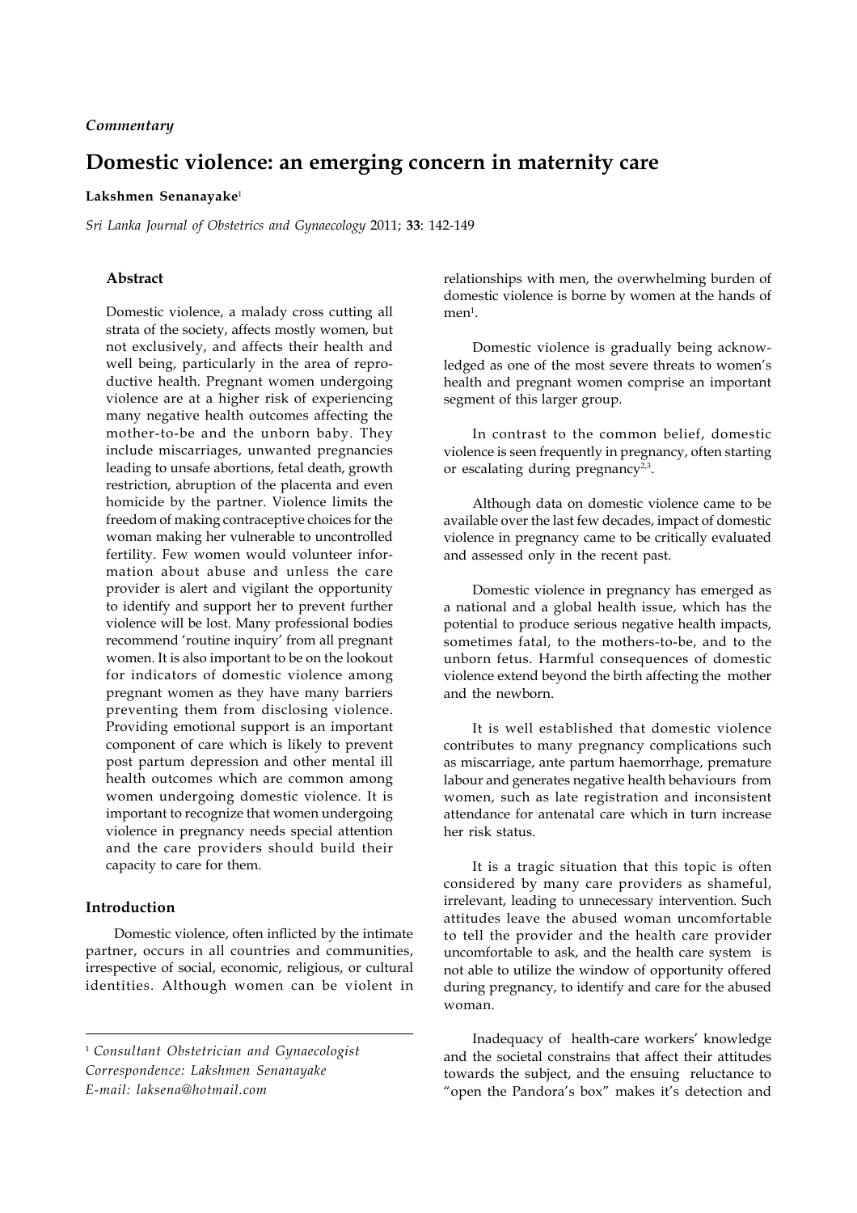*Commentary*

# Domestic violence: an emerging concern in maternity care

**Lakshmen Senanayake**[1]

*Sri Lanka Journal of Obstetrics and Gynaecology* 2011; **33**: 142-149

### Abstract

Domestic violence, a malady cross cutting all strata of the society, affects mostly women, but not exclusively, and affects their health and well being, particularly in the area of reproductive health. Pregnant women undergoing violence are at a higher risk of experiencing many negative health outcomes affecting the mother-to-be and the unborn baby. They include miscarriages, unwanted pregnancies leading to unsafe abortions, fetal death, growth restriction, abruption of the placenta and even homicide by the partner. Violence limits the freedom of making contraceptive choices for the woman making her vulnerable to uncontrolled fertility. Few women would volunteer information about abuse and unless the care provider is alert and vigilant the opportunity to identify and support her to prevent further violence will be lost. Many professional bodies recommend 'routine inquiry' from all pregnant women. It is also important to be on the lookout for indicators of domestic violence among pregnant women as they have many barriers preventing them from disclosing violence. Providing emotional support is an important component of care which is likely to prevent post partum depression and other mental ill health outcomes which are common among women undergoing domestic violence. It is important to recognize that women undergoing violence in pregnancy needs special attention and the care providers should build their capacity to care for them.

## Introduction

Domestic violence, often inflicted by the intimate partner, occurs in all countries and communities, irrespective of social, economic, religious, or cultural identities. Although women can be violent in relationships with men, the overwhelming burden of domestic violence is borne by women at the hands of men[1].

Domestic violence is gradually being acknowledged as one of the most severe threats to women's health and pregnant women comprise an important segment of this larger group.

In contrast to the common belief, domestic violence is seen frequently in pregnancy, often starting or escalating during pregnancy[2,3].

Although data on domestic violence came to be available over the last few decades, impact of domestic violence in pregnancy came to be critically evaluated and assessed only in the recent past.

Domestic violence in pregnancy has emerged as a national and a global health issue, which has the potential to produce serious negative health impacts, sometimes fatal, to the mothers-to-be, and to the unborn fetus. Harmful consequences of domestic violence extend beyond the birth affecting the mother and the newborn.

It is well established that domestic violence contributes to many pregnancy complications such as miscarriage, ante partum haemorrhage, premature labour and generates negative health behaviours from women, such as late registration and inconsistent attendance for antenatal care which in turn increase her risk status.

It is a tragic situation that this topic is often considered by many care providers as shameful, irrelevant, leading to unnecessary intervention. Such attitudes leave the abused woman uncomfortable to tell the provider and the health care provider uncomfortable to ask, and the health care system is not able to utilize the window of opportunity offered during pregnancy, to identify and care for the abused woman.

Inadequacy of health-care workers' knowledge and the societal constrains that affect their attitudes towards the subject, and the ensuing reluctance to "open the Pandora's box" makes it's detection and

---

[1] *Consultant Obstetrician and Gynaecologist*
*Correspondence: Lakshmen Senanayake*
*E-mail: laksena@hotmail.com*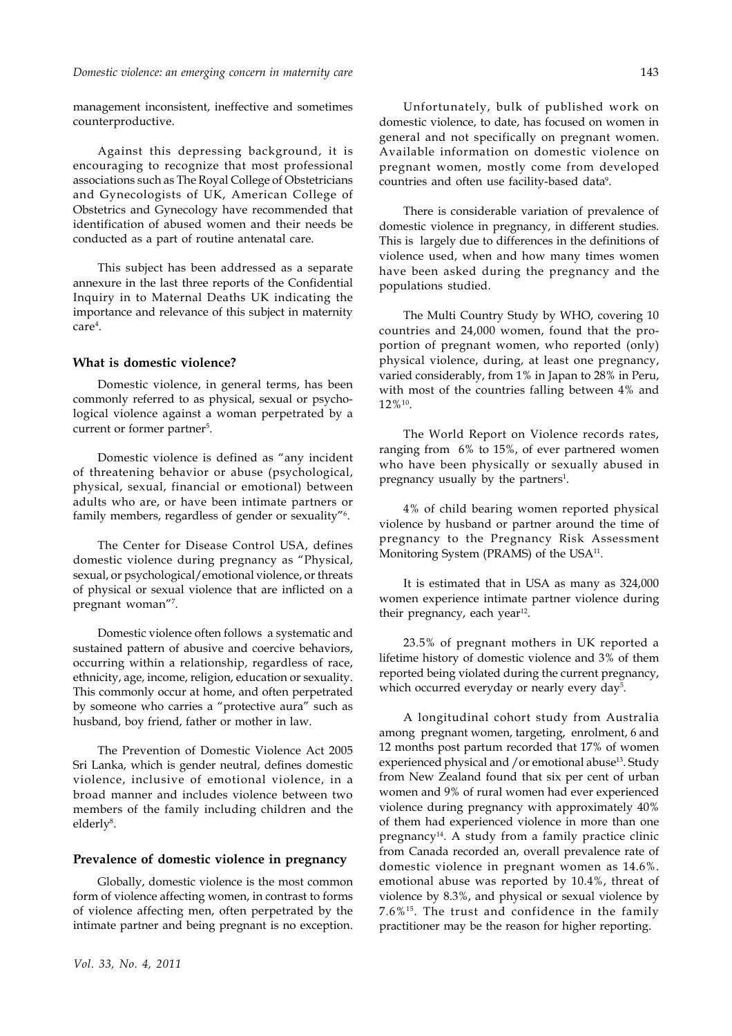management inconsistent, ineffective and sometimes counterproductive.

Against this depressing background, it is encouraging to recognize that most professional associations such as The Royal College of Obstetricians and Gynecologists of UK, American College of Obstetrics and Gynecology have recommended that identification of abused women and their needs be conducted as a part of routine antenatal care.

This subject has been addressed as a separate annexure in the last three reports of the Confidential Inquiry in to Maternal Deaths UK indicating the importance and relevance of this subject in maternity care[4].

### What is domestic violence?

Domestic violence, in general terms, has been commonly referred to as physical, sexual or psychological violence against a woman perpetrated by a current or former partner[5].

Domestic violence is defined as "any incident of threatening behavior or abuse (psychological, physical, sexual, financial or emotional) between adults who are, or have been intimate partners or family members, regardless of gender or sexuality"[6].

The Center for Disease Control USA, defines domestic violence during pregnancy as "Physical, sexual, or psychological/emotional violence, or threats of physical or sexual violence that are inflicted on a pregnant woman"[7].

Domestic violence often follows a systematic and sustained pattern of abusive and coercive behaviors, occurring within a relationship, regardless of race, ethnicity, age, income, religion, education or sexuality. This commonly occur at home, and often perpetrated by someone who carries a "protective aura" such as husband, boy friend, father or mother in law.

The Prevention of Domestic Violence Act 2005 Sri Lanka, which is gender neutral, defines domestic violence, inclusive of emotional violence, in a broad manner and includes violence between two members of the family including children and the elderly[8].

### Prevalence of domestic violence in pregnancy

Globally, domestic violence is the most common form of violence affecting women, in contrast to forms of violence affecting men, often perpetrated by the intimate partner and being pregnant is no exception.

Unfortunately, bulk of published work on domestic violence, to date, has focused on women in general and not specifically on pregnant women. Available information on domestic violence on pregnant women, mostly come from developed countries and often use facility-based data[9].

There is considerable variation of prevalence of domestic violence in pregnancy, in different studies. This is largely due to differences in the definitions of violence used, when and how many times women have been asked during the pregnancy and the populations studied.

The Multi Country Study by WHO, covering 10 countries and 24,000 women, found that the proportion of pregnant women, who reported (only) physical violence, during, at least one pregnancy, varied considerably, from 1% in Japan to 28% in Peru, with most of the countries falling between 4% and 12%[10].

The World Report on Violence records rates, ranging from 6% to 15%, of ever partnered women who have been physically or sexually abused in pregnancy usually by the partners[1].

4% of child bearing women reported physical violence by husband or partner around the time of pregnancy to the Pregnancy Risk Assessment Monitoring System (PRAMS) of the USA[11].

It is estimated that in USA as many as 324,000 women experience intimate partner violence during their pregnancy, each year[12].

23.5% of pregnant mothers in UK reported a lifetime history of domestic violence and 3% of them reported being violated during the current pregnancy, which occurred everyday or nearly every day[5].

A longitudinal cohort study from Australia among pregnant women, targeting, enrolment, 6 and 12 months post partum recorded that 17% of women experienced physical and /or emotional abuse[13]. Study from New Zealand found that six per cent of urban women and 9% of rural women had ever experienced violence during pregnancy with approximately 40% of them had experienced violence in more than one pregnancy[14]. A study from a family practice clinic from Canada recorded an, overall prevalence rate of domestic violence in pregnant women as 14.6%. emotional abuse was reported by 10.4%, threat of violence by 8.3%, and physical or sexual violence by 7.6%[15]. The trust and confidence in the family practitioner may be the reason for higher reporting.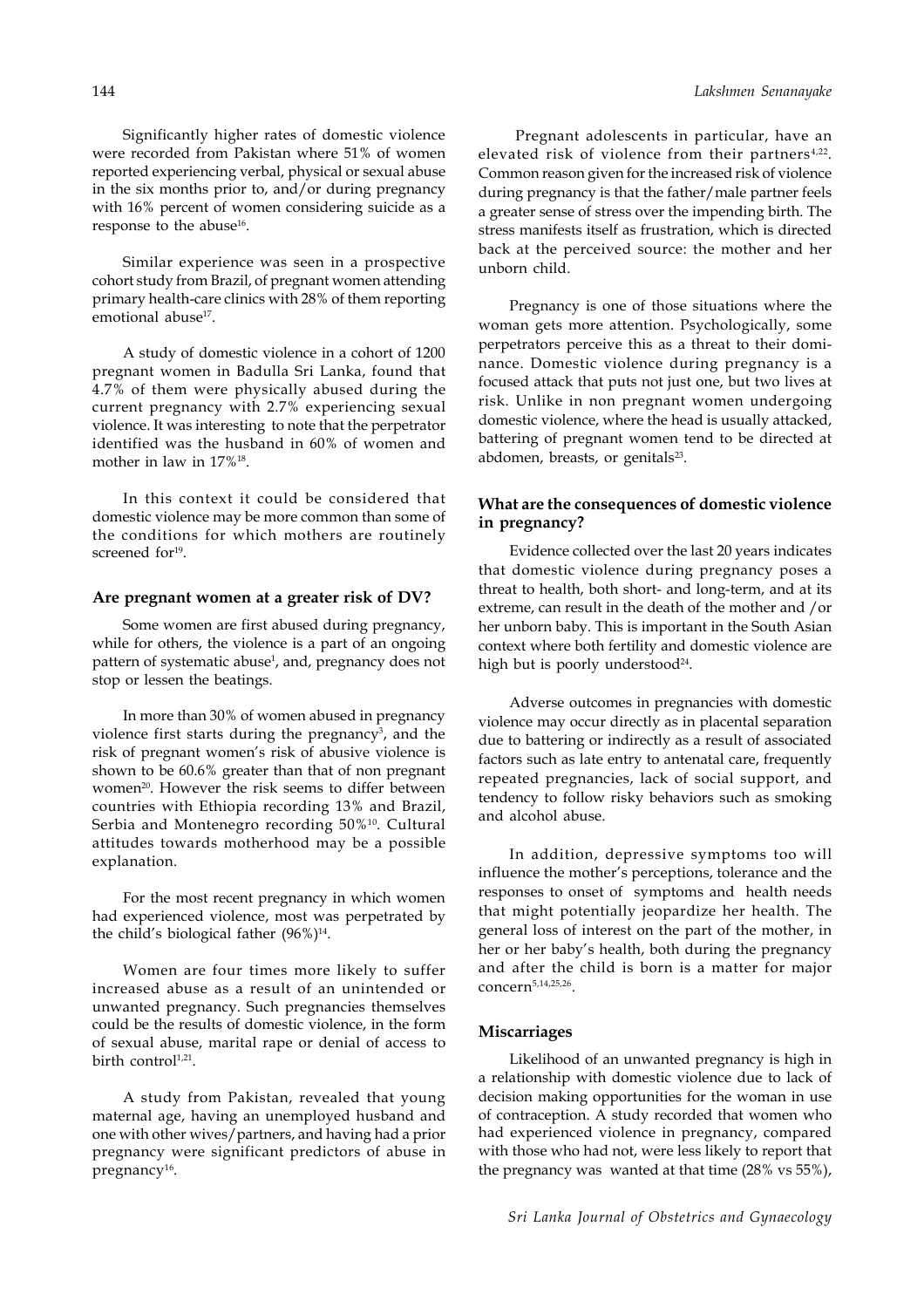Significantly higher rates of domestic violence were recorded from Pakistan where 51% of women reported experiencing verbal, physical or sexual abuse in the six months prior to, and/or during pregnancy with 16% percent of women considering suicide as a response to the abuse[16].

Similar experience was seen in a prospective cohort study from Brazil, of pregnant women attending primary health-care clinics with 28% of them reporting emotional abuse[17].

A study of domestic violence in a cohort of 1200 pregnant women in Badulla Sri Lanka, found that 4.7% of them were physically abused during the current pregnancy with 2.7% experiencing sexual violence. It was interesting to note that the perpetrator identified was the husband in 60% of women and mother in law in 17%[18].

In this context it could be considered that domestic violence may be more common than some of the conditions for which mothers are routinely screened for[19].

### Are pregnant women at a greater risk of DV?

Some women are first abused during pregnancy, while for others, the violence is a part of an ongoing pattern of systematic abuse[1], and, pregnancy does not stop or lessen the beatings.

In more than 30% of women abused in pregnancy violence first starts during the pregnancy[3], and the risk of pregnant women's risk of abusive violence is shown to be 60.6% greater than that of non pregnant women[20]. However the risk seems to differ between countries with Ethiopia recording 13% and Brazil, Serbia and Montenegro recording 50%[10]. Cultural attitudes towards motherhood may be a possible explanation.

For the most recent pregnancy in which women had experienced violence, most was perpetrated by the child's biological father (96%)[14].

Women are four times more likely to suffer increased abuse as a result of an unintended or unwanted pregnancy. Such pregnancies themselves could be the results of domestic violence, in the form of sexual abuse, marital rape or denial of access to birth control[1,21].

A study from Pakistan, revealed that young maternal age, having an unemployed husband and one with other wives/partners, and having had a prior pregnancy were significant predictors of abuse in pregnancy[16].

Pregnant adolescents in particular, have an elevated risk of violence from their partners[4,22]. Common reason given for the increased risk of violence during pregnancy is that the father/male partner feels a greater sense of stress over the impending birth. The stress manifests itself as frustration, which is directed back at the perceived source: the mother and her unborn child.

Pregnancy is one of those situations where the woman gets more attention. Psychologically, some perpetrators perceive this as a threat to their dominance. Domestic violence during pregnancy is a focused attack that puts not just one, but two lives at risk. Unlike in non pregnant women undergoing domestic violence, where the head is usually attacked, battering of pregnant women tend to be directed at abdomen, breasts, or genitals[23].

### What are the consequences of domestic violence in pregnancy?

Evidence collected over the last 20 years indicates that domestic violence during pregnancy poses a threat to health, both short- and long-term, and at its extreme, can result in the death of the mother and /or her unborn baby. This is important in the South Asian context where both fertility and domestic violence are high but is poorly understood[24].

Adverse outcomes in pregnancies with domestic violence may occur directly as in placental separation due to battering or indirectly as a result of associated factors such as late entry to antenatal care, frequently repeated pregnancies, lack of social support, and tendency to follow risky behaviors such as smoking and alcohol abuse.

In addition, depressive symptoms too will influence the mother's perceptions, tolerance and the responses to onset of symptoms and health needs that might potentially jeopardize her health. The general loss of interest on the part of the mother, in her or her baby's health, both during the pregnancy and after the child is born is a matter for major concern[5,14,25,26].

### Miscarriages

Likelihood of an unwanted pregnancy is high in a relationship with domestic violence due to lack of decision making opportunities for the woman in use of contraception. A study recorded that women who had experienced violence in pregnancy, compared with those who had not, were less likely to report that the pregnancy was wanted at that time (28% vs 55%),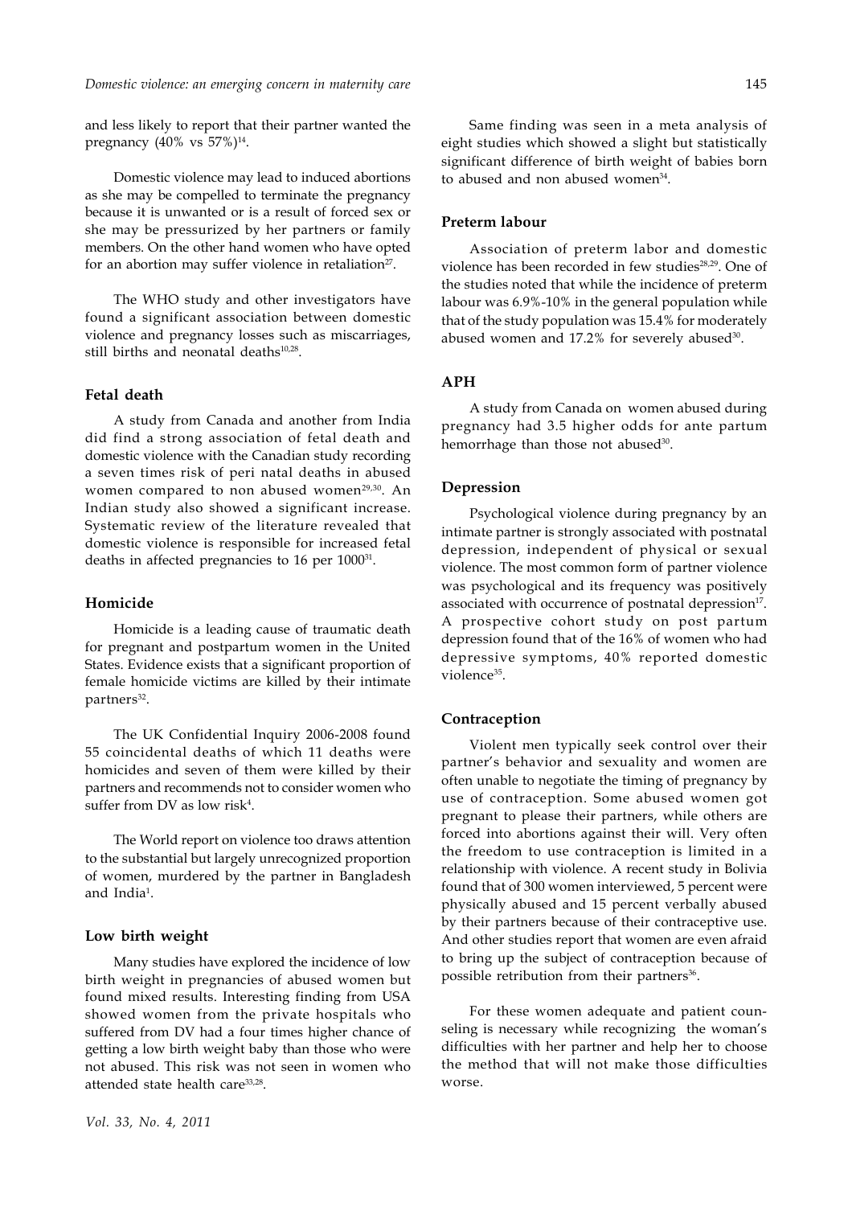and less likely to report that their partner wanted the pregnancy (40% vs 57%)[14].

Domestic violence may lead to induced abortions as she may be compelled to terminate the pregnancy because it is unwanted or is a result of forced sex or she may be pressurized by her partners or family members. On the other hand women who have opted for an abortion may suffer violence in retaliation[27].

The WHO study and other investigators have found a significant association between domestic violence and pregnancy losses such as miscarriages, still births and neonatal deaths[10,28].

### Fetal death

A study from Canada and another from India did find a strong association of fetal death and domestic violence with the Canadian study recording a seven times risk of peri natal deaths in abused women compared to non abused women[29,30]. An Indian study also showed a significant increase. Systematic review of the literature revealed that domestic violence is responsible for increased fetal deaths in affected pregnancies to 16 per 1000[31].

### Homicide

Homicide is a leading cause of traumatic death for pregnant and postpartum women in the United States. Evidence exists that a significant proportion of female homicide victims are killed by their intimate partners[32].

The UK Confidential Inquiry 2006-2008 found 55 coincidental deaths of which 11 deaths were homicides and seven of them were killed by their partners and recommends not to consider women who suffer from DV as low risk[4].

The World report on violence too draws attention to the substantial but largely unrecognized proportion of women, murdered by the partner in Bangladesh and India[1].

### Low birth weight

Many studies have explored the incidence of low birth weight in pregnancies of abused women but found mixed results. Interesting finding from USA showed women from the private hospitals who suffered from DV had a four times higher chance of getting a low birth weight baby than those who were not abused. This risk was not seen in women who attended state health care[33,28].

Same finding was seen in a meta analysis of eight studies which showed a slight but statistically significant difference of birth weight of babies born to abused and non abused women[34].

### Preterm labour

Association of preterm labor and domestic violence has been recorded in few studies[28,29]. One of the studies noted that while the incidence of preterm labour was 6.9%-10% in the general population while that of the study population was 15.4% for moderately abused women and 17.2% for severely abused[30].

### APH

A study from Canada on women abused during pregnancy had 3.5 higher odds for ante partum hemorrhage than those not abused[30].

### Depression

Psychological violence during pregnancy by an intimate partner is strongly associated with postnatal depression, independent of physical or sexual violence. The most common form of partner violence was psychological and its frequency was positively associated with occurrence of postnatal depression[17]. A prospective cohort study on post partum depression found that of the 16% of women who had depressive symptoms, 40% reported domestic violence[35].

### Contraception

Violent men typically seek control over their partner's behavior and sexuality and women are often unable to negotiate the timing of pregnancy by use of contraception. Some abused women got pregnant to please their partners, while others are forced into abortions against their will. Very often the freedom to use contraception is limited in a relationship with violence. A recent study in Bolivia found that of 300 women interviewed, 5 percent were physically abused and 15 percent verbally abused by their partners because of their contraceptive use. And other studies report that women are even afraid to bring up the subject of contraception because of possible retribution from their partners[36].

For these women adequate and patient counseling is necessary while recognizing the woman's difficulties with her partner and help her to choose the method that will not make those difficulties worse.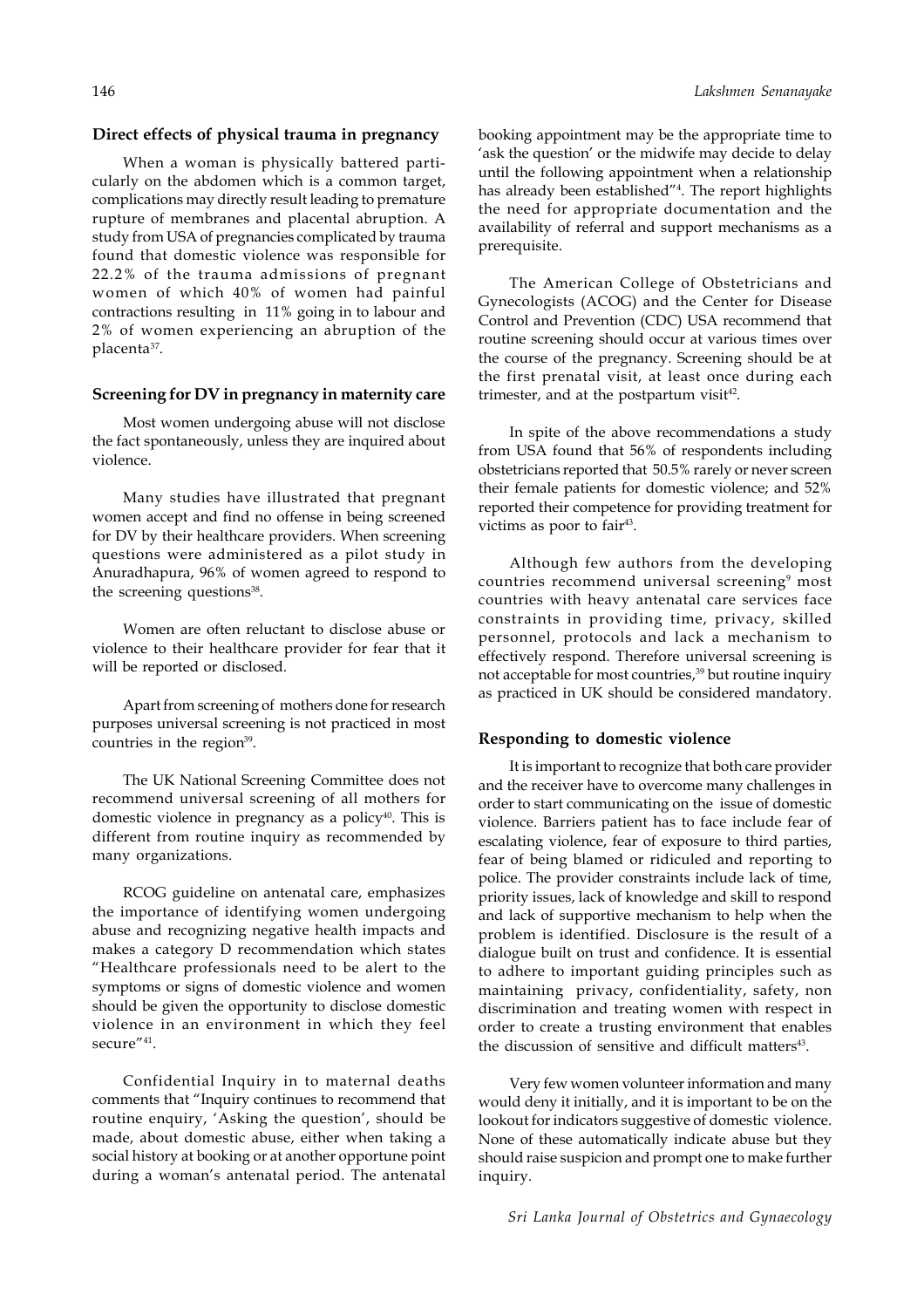### Direct effects of physical trauma in pregnancy

When a woman is physically battered particularly on the abdomen which is a common target, complications may directly result leading to premature rupture of membranes and placental abruption. A study from USA of pregnancies complicated by trauma found that domestic violence was responsible for 22.2% of the trauma admissions of pregnant women of which 40% of women had painful contractions resulting in 11% going in to labour and 2% of women experiencing an abruption of the placenta[37].

### Screening for DV in pregnancy in maternity care

Most women undergoing abuse will not disclose the fact spontaneously, unless they are inquired about violence.

Many studies have illustrated that pregnant women accept and find no offense in being screened for DV by their healthcare providers. When screening questions were administered as a pilot study in Anuradhapura, 96% of women agreed to respond to the screening questions[38].

Women are often reluctant to disclose abuse or violence to their healthcare provider for fear that it will be reported or disclosed.

Apart from screening of mothers done for research purposes universal screening is not practiced in most countries in the region[39].

The UK National Screening Committee does not recommend universal screening of all mothers for domestic violence in pregnancy as a policy[40]. This is different from routine inquiry as recommended by many organizations.

RCOG guideline on antenatal care, emphasizes the importance of identifying women undergoing abuse and recognizing negative health impacts and makes a category D recommendation which states "Healthcare professionals need to be alert to the symptoms or signs of domestic violence and women should be given the opportunity to disclose domestic violence in an environment in which they feel secure"[41].

Confidential Inquiry in to maternal deaths comments that "Inquiry continues to recommend that routine enquiry, 'Asking the question', should be made, about domestic abuse, either when taking a social history at booking or at another opportune point during a woman's antenatal period. The antenatal booking appointment may be the appropriate time to 'ask the question' or the midwife may decide to delay until the following appointment when a relationship has already been established"[4]. The report highlights the need for appropriate documentation and the availability of referral and support mechanisms as a prerequisite.

The American College of Obstetricians and Gynecologists (ACOG) and the Center for Disease Control and Prevention (CDC) USA recommend that routine screening should occur at various times over the course of the pregnancy. Screening should be at the first prenatal visit, at least once during each trimester, and at the postpartum visit[42].

In spite of the above recommendations a study from USA found that 56% of respondents including obstetricians reported that 50.5% rarely or never screen their female patients for domestic violence; and 52% reported their competence for providing treatment for victims as poor to fair[43].

Although few authors from the developing countries recommend universal screening[9] most countries with heavy antenatal care services face constraints in providing time, privacy, skilled personnel, protocols and lack a mechanism to effectively respond. Therefore universal screening is not acceptable for most countries,[39] but routine inquiry as practiced in UK should be considered mandatory.

### Responding to domestic violence

It is important to recognize that both care provider and the receiver have to overcome many challenges in order to start communicating on the issue of domestic violence. Barriers patient has to face include fear of escalating violence, fear of exposure to third parties, fear of being blamed or ridiculed and reporting to police. The provider constraints include lack of time, priority issues, lack of knowledge and skill to respond and lack of supportive mechanism to help when the problem is identified. Disclosure is the result of a dialogue built on trust and confidence. It is essential to adhere to important guiding principles such as maintaining privacy, confidentiality, safety, non discrimination and treating women with respect in order to create a trusting environment that enables the discussion of sensitive and difficult matters[43].

Very few women volunteer information and many would deny it initially, and it is important to be on the lookout for indicators suggestive of domestic violence. None of these automatically indicate abuse but they should raise suspicion and prompt one to make further inquiry.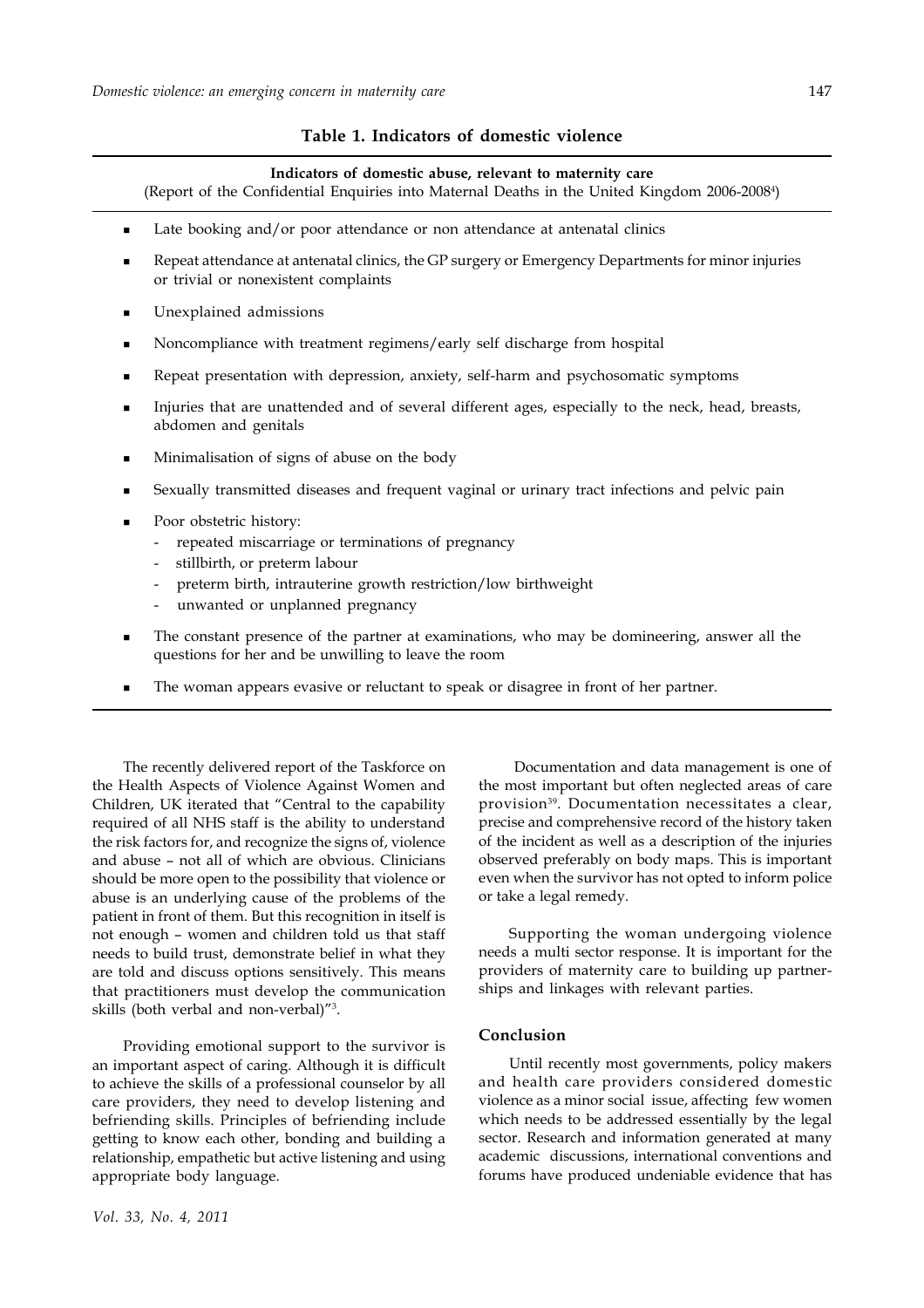**Table 1. Indicators of domestic violence**

**Indicators of domestic abuse, relevant to maternity care**
(Report of the Confidential Enquiries into Maternal Deaths in the United Kingdom 2006-2008[4])

- Late booking and/or poor attendance or non attendance at antenatal clinics
- Repeat attendance at antenatal clinics, the GP surgery or Emergency Departments for minor injuries or trivial or nonexistent complaints
- Unexplained admissions
- Noncompliance with treatment regimens/early self discharge from hospital
- Repeat presentation with depression, anxiety, self-harm and psychosomatic symptoms
- Injuries that are unattended and of several different ages, especially to the neck, head, breasts, abdomen and genitals
- Minimalisation of signs of abuse on the body
- Sexually transmitted diseases and frequent vaginal or urinary tract infections and pelvic pain
- Poor obstetric history:
  - repeated miscarriage or terminations of pregnancy
  - stillbirth, or preterm labour
  - preterm birth, intrauterine growth restriction/low birthweight
  - unwanted or unplanned pregnancy
- The constant presence of the partner at examinations, who may be domineering, answer all the questions for her and be unwilling to leave the room
- The woman appears evasive or reluctant to speak or disagree in front of her partner.

The recently delivered report of the Taskforce on the Health Aspects of Violence Against Women and Children, UK iterated that "Central to the capability required of all NHS staff is the ability to understand the risk factors for, and recognize the signs of, violence and abuse – not all of which are obvious. Clinicians should be more open to the possibility that violence or abuse is an underlying cause of the problems of the patient in front of them. But this recognition in itself is not enough – women and children told us that staff needs to build trust, demonstrate belief in what they are told and discuss options sensitively. This means that practitioners must develop the communication skills (both verbal and non-verbal)"[3].

Providing emotional support to the survivor is an important aspect of caring. Although it is difficult to achieve the skills of a professional counselor by all care providers, they need to develop listening and befriending skills. Principles of befriending include getting to know each other, bonding and building a relationship, empathetic but active listening and using appropriate body language.

Documentation and data management is one of the most important but often neglected areas of care provision[39]. Documentation necessitates a clear, precise and comprehensive record of the history taken of the incident as well as a description of the injuries observed preferably on body maps. This is important even when the survivor has not opted to inform police or take a legal remedy.

Supporting the woman undergoing violence needs a multi sector response. It is important for the providers of maternity care to building up partnerships and linkages with relevant parties.

## Conclusion

Until recently most governments, policy makers and health care providers considered domestic violence as a minor social issue, affecting few women which needs to be addressed essentially by the legal sector. Research and information generated at many academic discussions, international conventions and forums have produced undeniable evidence that has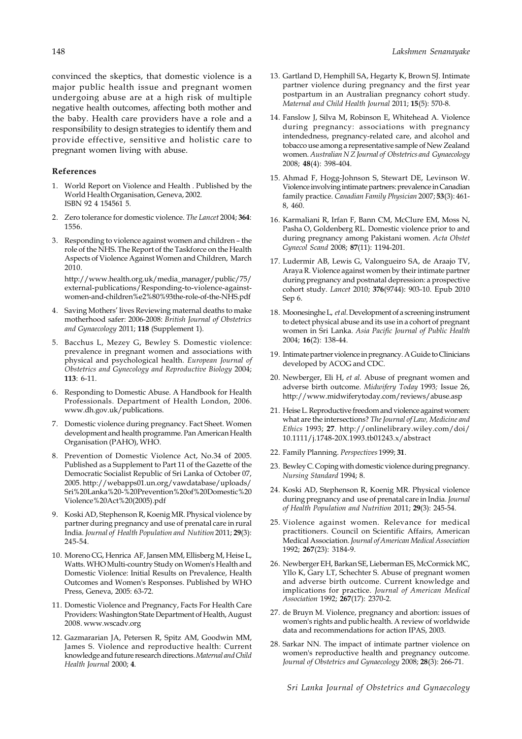convinced the skeptics, that domestic violence is a major public health issue and pregnant women undergoing abuse are at a high risk of multiple negative health outcomes, affecting both mother and the baby. Health care providers have a role and a responsibility to design strategies to identify them and provide effective, sensitive and holistic care to pregnant women living with abuse.

### References

1. World Report on Violence and Health . Published by the World Health Organisation, Geneva, 2002. ISBN 92 4 154561 5.
2. Zero tolerance for domestic violence. *The Lancet* 2004; **364**: 1556.
3. Responding to violence against women and children – the role of the NHS. The Report of the Taskforce on the Health Aspects of Violence Against Women and Children, March 2010.

   http://www.health.org.uk/media_manager/public/75/external-publications/Responding-to-violence-against-women-and-children%e2%80%93the-role-of-the-NHS.pdf
4. Saving Mothers' lives Reviewing maternal deaths to make motherhood safer: 2006-2008: *British Journal of Obstetrics and Gynaecology* 2011; **118** (Supplement 1).
5. Bacchus L, Mezey G, Bewley S. Domestic violence: prevalence in pregnant women and associations with physical and psychological health. *European Journal of Obstetrics and Gynecology and Reproductive Biology* 2004; **113**: 6-11.
6. Responding to Domestic Abuse. A Handbook for Health Professionals. Department of Health London, 2006. www.dh.gov.uk/publications.
7. Domestic violence during pregnancy. Fact Sheet. Women development and health programme. Pan American Health Organisation (PAHO), WHO.
8. Prevention of Domestic Violence Act, No.34 of 2005. Published as a Supplement to Part 11 of the Gazette of the Democratic Socialist Republic of Sri Lanka of October 07, 2005. http://webapps01.un.org/vawdatabase/uploads/Sri%20Lanka%20-%20Prevention%20of%20Domestic%20Violence%20Act%20(2005).pdf
9. Koski AD, Stephenson R, Koenig MR. Physical violence by partner during pregnancy and use of prenatal care in rural India. *Journal of Health Population and Nutition* 2011; **29**(3): 245-54.
10. Moreno CG, Henrica AF, Jansen MM, Ellisberg M, Heise L, Watts. WHO Multi-country Study on Women's Health and Domestic Violence: Initial Results on Prevalence, Health Outcomes and Women's Responses. Published by WHO Press, Geneva, 2005: 63-72.
11. Domestic Violence and Pregnancy, Facts For Health Care Providers: Washington State Department of Health, August 2008. www.wscadv.org
12. Gazmararian JA, Petersen R, Spitz AM, Goodwin MM, James S. Violence and reproductive health: Current knowledge and future research directions. *Maternal and Child Health Journal* 2000; **4**.
13. Gartland D, Hemphill SA, Hegarty K, Brown SJ. Intimate partner violence during pregnancy and the first year postpartum in an Australian pregnancy cohort study. *Maternal and Child Health Journal* 2011; **15**(5): 570-8.
14. Fanslow J, Silva M, Robinson E, Whitehead A. Violence during pregnancy: associations with pregnancy intendedness, pregnancy-related care, and alcohol and tobacco use among a representative sample of New Zealand women. *Australian N Z Journal of Obstetrics and Gynaecology* 2008; **48**(4): 398-404.
15. Ahmad F, Hogg-Johnson S, Stewart DE, Levinson W. Violence involving intimate partners: prevalence in Canadian family practice. *Canadian Family Physician* 2007; **53**(3): 461-8, 460.
16. Karmaliani R, Irfan F, Bann CM, McClure EM, Moss N, Pasha O, Goldenberg RL. Domestic violence prior to and during pregnancy among Pakistani women. *Acta Obstet Gynecol Scand* 2008; **87**(11): 1194-201.
17. Ludermir AB, Lewis G, Valongueiro SA, de Araajo TV, Araya R. Violence against women by their intimate partner during pregnancy and postnatal depression: a prospective cohort study. *Lancet* 2010; **376**(9744): 903-10. Epub 2010 Sep 6.
18. Moonesinghe L, *et al*. Development of a screening instrument to detect physical abuse and its use in a cohort of pregnant women in Sri Lanka. *Asia Pacific Journal of Public Health* 2004; **16**(2): 138-44.
19. Intimate partner violence in pregnancy. A Guide to Clinicians developed by ACOG and CDC.
20. Newberger, Eli H, *et al*. Abuse of pregnant women and adverse birth outcome. *Midwifery Today* 1993; Issue 26, http://www.midwiferytoday.com/reviews/abuse.asp
21. Heise L. Reproductive freedom and violence against women: what are the intersections? *The Journal of Law, Medicine and Ethics* 1993; **27**. http://onlinelibrary.wiley.com/doi/10.1111/j.1748-20X.1993.tb01243.x/abstract
22. Family Planning. *Perspectives* 1999; **31**.
23. Bewley C. Coping with domestic violence during pregnancy. *Nursing Standard* 1994; 8.
24. Koski AD, Stephenson R, Koenig MR. Physical violence during pregnancy and use of prenatal care in India. *Journal of Health Population and Nutrition* 2011; **29**(3): 245-54.
25. Violence against women. Relevance for medical practitioners. Council on Scientific Affairs, American Medical Association. *Journal of American Medical Association* 1992; **267**(23): 3184-9.
26. Newberger EH, Barkan SE, Lieberman ES, McCormick MC, Yllo K, Gary LT, Schechter S. Abuse of pregnant women and adverse birth outcome. Current knowledge and implications for practice. *Journal of American Medical Association* 1992; **267**(17): 2370-2.
27. de Bruyn M. Violence, pregnancy and abortion: issues of women's rights and public health. A review of worldwide data and recommendations for action IPAS, 2003.
28. Sarkar NN. The impact of intimate partner violence on women's reproductive health and pregnancy outcome. *Journal of Obstetrics and Gynaecology* 2008; **28**(3): 266-71.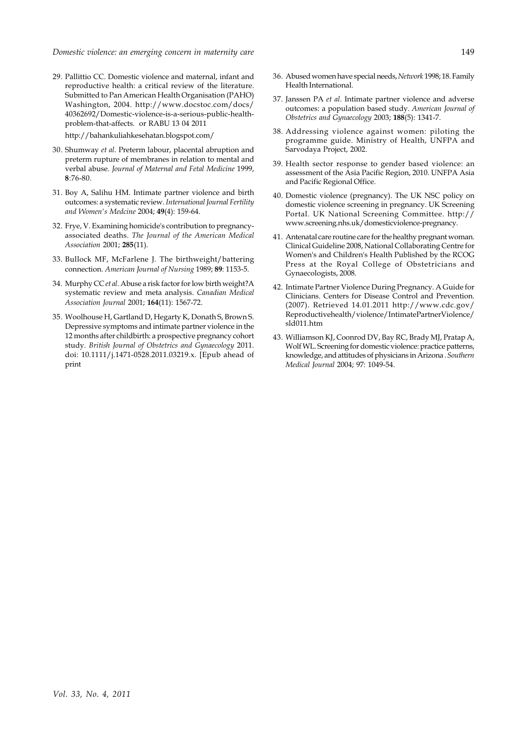29. Pallittio CC. Domestic violence and maternal, infant and reproductive health: a critical review of the literature. Submitted to Pan American Health Organisation (PAHO) Washington, 2004. http://www.docstoc.com/docs/40362692/Domestic-violence-is-a-serious-public-health-problem-that-affects. or RABU 13 04 2011

    http://bahankuliahkesehatan.blogspot.com/

30. Shumway *et al*. Preterm labour, placental abruption and preterm rupture of membranes in relation to mental and verbal abuse. *Journal of Maternal and Fetal Medicine* 1999, **8**:76-80.

31. Boy A, Salihu HM. Intimate partner violence and birth outcomes: a systematic review. *International Journal Fertility and Women's Medcine* 2004; **49**(4): 159-64.

32. Frye, V. Examining homicide's contribution to pregnancy-associated deaths. *The Journal of the American Medical Association* 2001; **285**(11).

33. Bullock MF, McFarlene J. The birthweight/battering connection. *American Journal of Nursing* 1989; **89**: 1153-5.

34. Murphy CC *et al*. Abuse a risk factor for low birth weight?A systematic review and meta analysis. *Canadian Medical Association Journal* 2001; **164**(11): 1567-72.

35. Woolhouse H, Gartland D, Hegarty K, Donath S, Brown S. Depressive symptoms and intimate partner violence in the 12 months after childbirth: a prospective pregnancy cohort study. *British Journal of Obstetrics and Gynaecology* 2011. doi: 10.1111/j.1471-0528.2011.03219.x. [Epub ahead of print

36. Abused women have special needs, *Network* 1998; 18. Family Health International.

37. Janssen PA *et al*. Intimate partner violence and adverse outcomes: a population based study. *American Journal of Obstetrics and Gynaecology* 2003; **188**(5): 1341-7.

38. Addressing violence against women: piloting the programme guide. Ministry of Health, UNFPA and Sarvodaya Project, 2002.

39. Health sector response to gender based violence: an assessment of the Asia Pacific Region, 2010. UNFPA Asia and Pacific Regional Office.

40. Domestic violence (pregnancy). The UK NSC policy on domestic violence screening in pregnancy. UK Screening Portal. UK National Screening Committee. http://www.screening.nhs.uk/domesticviolence-pregnancy.

41. Antenatal care routine care for the healthy pregnant woman. Clinical Guideline 2008, National Collaborating Centre for Women's and Children's Health Published by the RCOG Press at the Royal College of Obstetricians and Gynaecologists, 2008.

42. Intimate Partner Violence During Pregnancy. A Guide for Clinicians. Centers for Disease Control and Prevention. (2007). Retrieved 14.01.2011 http://www.cdc.gov/Reproductivehealth/violence/IntimatePartnerViolence/sld011.htm

43. Williamson KJ, Coonrod DV, Bay RC, Brady MJ, Pratap A, Wolf WL. Screening for domestic violence: practice patterns, knowledge, and attitudes of physicians in Arizona . *Southern Medical Journal* 2004; 97: 1049-54.